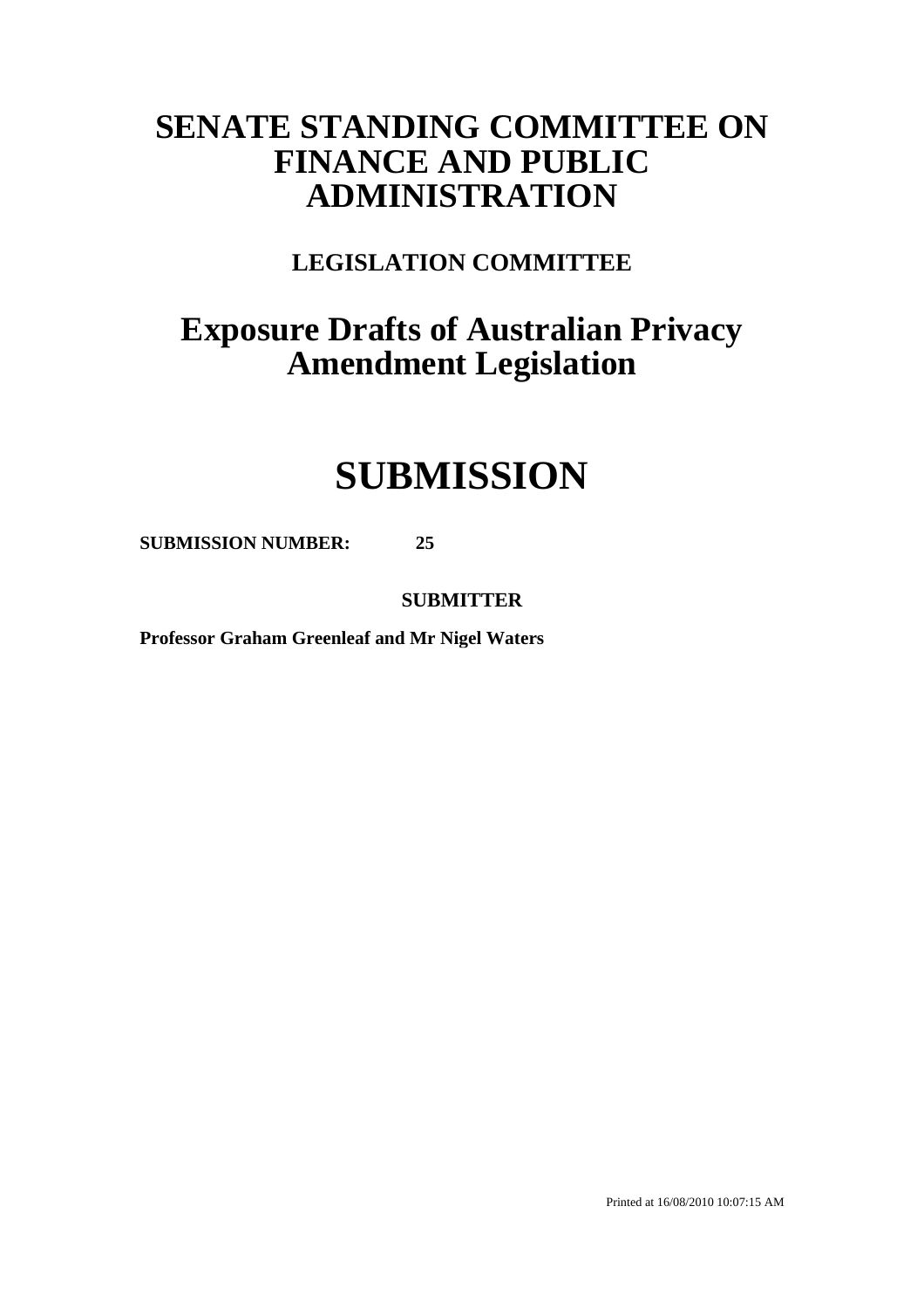# SENATE STANDING COMMITTEE ON FINANCE AND PUBLIC ADMINISTRATION

## LEGISLATION COMMITTEE

# Exposure Drafts of Australian Privacy Amendment Legislation

# SUBMISSION

**SUBMISSION NUMBER: 25**

**SUBMITTER**

**Professor Graham Greenleaf and Mr Nigel Waters**

Printed at 16/08/2010 10:07:15 AM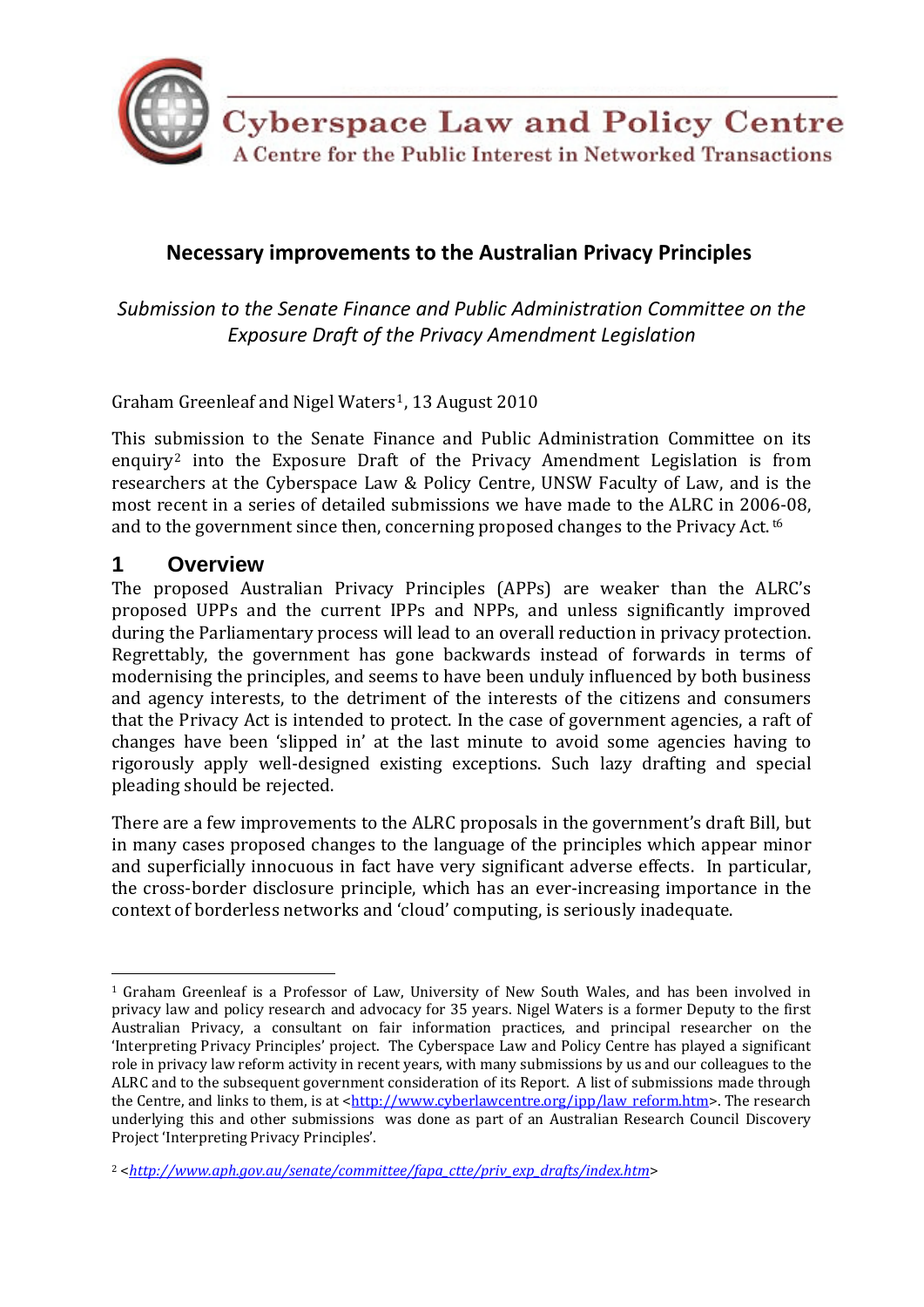Cyberspace Law and Policy Centre

A Centre for the Public Interest in Networked Transactions

## Necessary improvements to the Australian Privacy Principles

*Submission to the Senate Finance and Public Administration Committee on the Exposure Draft of the Privacy Amendment Legislation*

Graham Greenleaf and Nigel Waters[1], 13 August 2010

This submission to the Senate Finance and Public Administration Committee on its enquiry[2] into the Exposure Draft of the Privacy Amendment Legislation is from researchers at the Cyberspace Law & Policy Centre, UNSW Faculty of Law, and is the most recent in a series of detailed submissions we have made to the ALRC in 2006-08, and to the government since then, concerning proposed changes to the Privacy Act. t6

# 1 Overview

The proposed Australian Privacy Principles (APPs) are weaker than the ALRC's proposed UPPs and the current IPPs and NPPs, and unless significantly improved during the Parliamentary process will lead to an overall reduction in privacy protection. Regrettably, the government has gone backwards instead of forwards in terms of modernising the principles, and seems to have been unduly influenced by both business and agency interests, to the detriment of the interests of the citizens and consumers that the Privacy Act is intended to protect. In the case of government agencies, a raft of changes have been 'slipped in' at the last minute to avoid some agencies having to rigorously apply well-designed existing exceptions. Such lazy drafting and special pleading should be rejected.

There are a few improvements to the ALRC proposals in the government's draft Bill, but in many cases proposed changes to the language of the principles which appear minor and superficially innocuous in fact have very significant adverse effects. In particular, the cross-border disclosure principle, which has an ever-increasing importance in the context of borderless networks and 'cloud' computing, is seriously inadequate.

---

[1] Graham Greenleaf is a Professor of Law, University of New South Wales, and has been involved in privacy law and policy research and advocacy for 35 years. Nigel Waters is a former Deputy to the first Australian Privacy, a consultant on fair information practices, and principal researcher on the 'Interpreting Privacy Principles' project. The Cyberspace Law and Policy Centre has played a significant role in privacy law reform activity in recent years, with many submissions by us and our colleagues to the ALRC and to the subsequent government consideration of its Report. A list of submissions made through the Centre, and links to them, is at <http://www.cyberlawcentre.org/ipp/law_reform.htm>. The research underlying this and other submissions was done as part of an Australian Research Council Discovery Project 'Interpreting Privacy Principles'.

[2] <*http://www.aph.gov.au/senate/committee/fapa_ctte/priv_exp_drafts/index.htm*>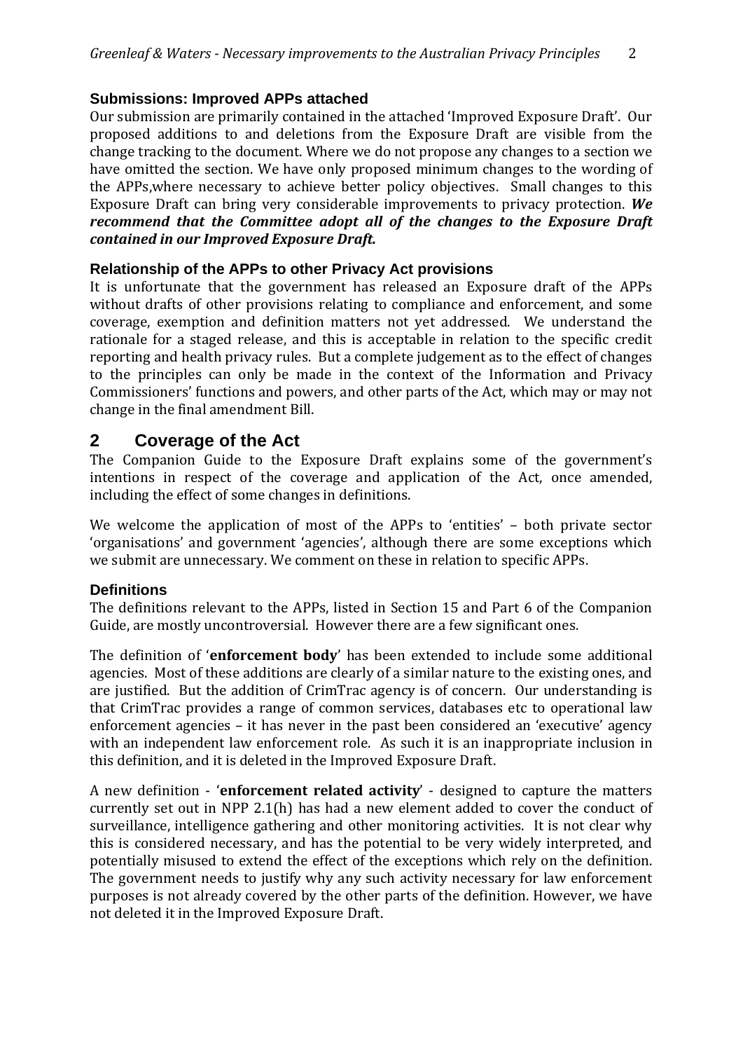### Submissions: Improved APPs attached

Our submission are primarily contained in the attached 'Improved Exposure Draft'. Our proposed additions to and deletions from the Exposure Draft are visible from the change tracking to the document. Where we do not propose any changes to a section we have omitted the section. We have only proposed minimum changes to the wording of the APPs,where necessary to achieve better policy objectives. Small changes to this Exposure Draft can bring very considerable improvements to privacy protection. ***We recommend that the Committee adopt all of the changes to the Exposure Draft contained in our Improved Exposure Draft.***

### Relationship of the APPs to other Privacy Act provisions

It is unfortunate that the government has released an Exposure draft of the APPs without drafts of other provisions relating to compliance and enforcement, and some coverage, exemption and definition matters not yet addressed. We understand the rationale for a staged release, and this is acceptable in relation to the specific credit reporting and health privacy rules. But a complete judgement as to the effect of changes to the principles can only be made in the context of the Information and Privacy Commissioners' functions and powers, and other parts of the Act, which may or may not change in the final amendment Bill.

## 2 Coverage of the Act

The Companion Guide to the Exposure Draft explains some of the government's intentions in respect of the coverage and application of the Act, once amended, including the effect of some changes in definitions.

We welcome the application of most of the APPs to 'entities' – both private sector 'organisations' and government 'agencies', although there are some exceptions which we submit are unnecessary. We comment on these in relation to specific APPs.

### Definitions

The definitions relevant to the APPs, listed in Section 15 and Part 6 of the Companion Guide, are mostly uncontroversial. However there are a few significant ones.

The definition of '**enforcement body**' has been extended to include some additional agencies. Most of these additions are clearly of a similar nature to the existing ones, and are justified. But the addition of CrimTrac agency is of concern. Our understanding is that CrimTrac provides a range of common services, databases etc to operational law enforcement agencies – it has never in the past been considered an 'executive' agency with an independent law enforcement role. As such it is an inappropriate inclusion in this definition, and it is deleted in the Improved Exposure Draft.

A new definition - '**enforcement related activity**' - designed to capture the matters currently set out in NPP 2.1(h) has had a new element added to cover the conduct of surveillance, intelligence gathering and other monitoring activities. It is not clear why this is considered necessary, and has the potential to be very widely interpreted, and potentially misused to extend the effect of the exceptions which rely on the definition. The government needs to justify why any such activity necessary for law enforcement purposes is not already covered by the other parts of the definition. However, we have not deleted it in the Improved Exposure Draft.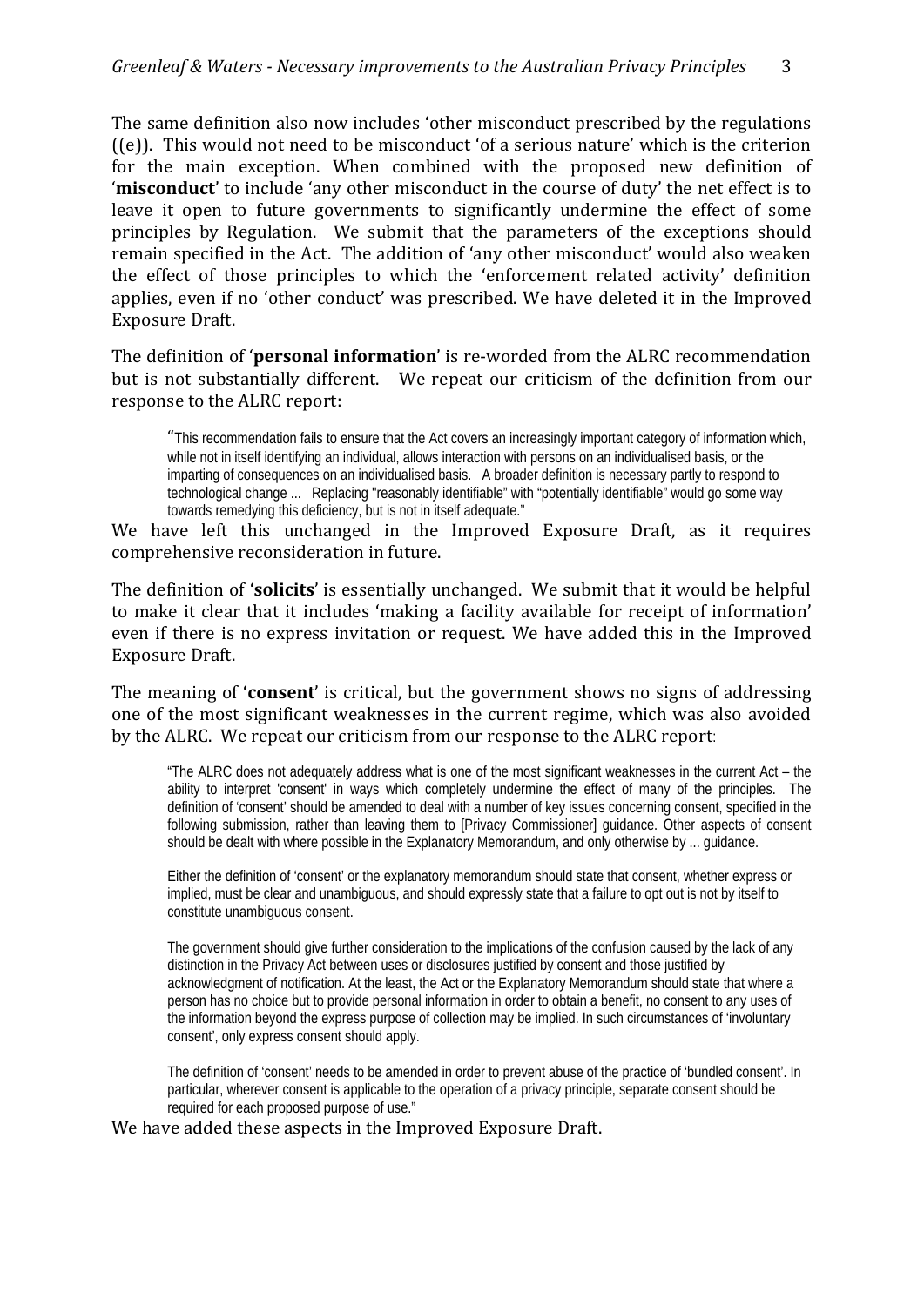The same definition also now includes 'other misconduct prescribed by the regulations ((e)). This would not need to be misconduct 'of a serious nature' which is the criterion for the main exception. When combined with the proposed new definition of '**misconduct**' to include 'any other misconduct in the course of duty' the net effect is to leave it open to future governments to significantly undermine the effect of some principles by Regulation. We submit that the parameters of the exceptions should remain specified in the Act. The addition of 'any other misconduct' would also weaken the effect of those principles to which the 'enforcement related activity' definition applies, even if no 'other conduct' was prescribed. We have deleted it in the Improved Exposure Draft.

The definition of '**personal information**' is re-worded from the ALRC recommendation but is not substantially different. We repeat our criticism of the definition from our response to the ALRC report:

> "This recommendation fails to ensure that the Act covers an increasingly important category of information which, while not in itself identifying an individual, allows interaction with persons on an individualised basis, or the imparting of consequences on an individualised basis. A broader definition is necessary partly to respond to technological change ... Replacing "reasonably identifiable" with "potentially identifiable" would go some way towards remedying this deficiency, but is not in itself adequate."

We have left this unchanged in the Improved Exposure Draft, as it requires comprehensive reconsideration in future.

The definition of '**solicits**' is essentially unchanged. We submit that it would be helpful to make it clear that it includes 'making a facility available for receipt of information' even if there is no express invitation or request. We have added this in the Improved Exposure Draft.

The meaning of '**consent**' is critical, but the government shows no signs of addressing one of the most significant weaknesses in the current regime, which was also avoided by the ALRC. We repeat our criticism from our response to the ALRC report:

> "The ALRC does not adequately address what is one of the most significant weaknesses in the current Act – the ability to interpret 'consent' in ways which completely undermine the effect of many of the principles. The definition of 'consent' should be amended to deal with a number of key issues concerning consent, specified in the following submission, rather than leaving them to [Privacy Commissioner] guidance. Other aspects of consent should be dealt with where possible in the Explanatory Memorandum, and only otherwise by ... guidance.
>
> Either the definition of 'consent' or the explanatory memorandum should state that consent, whether express or implied, must be clear and unambiguous, and should expressly state that a failure to opt out is not by itself to constitute unambiguous consent.
>
> The government should give further consideration to the implications of the confusion caused by the lack of any distinction in the Privacy Act between uses or disclosures justified by consent and those justified by acknowledgment of notification. At the least, the Act or the Explanatory Memorandum should state that where a person has no choice but to provide personal information in order to obtain a benefit, no consent to any uses of the information beyond the express purpose of collection may be implied. In such circumstances of 'involuntary consent', only express consent should apply.
>
> The definition of 'consent' needs to be amended in order to prevent abuse of the practice of 'bundled consent'. In particular, wherever consent is applicable to the operation of a privacy principle, separate consent should be required for each proposed purpose of use."

We have added these aspects in the Improved Exposure Draft.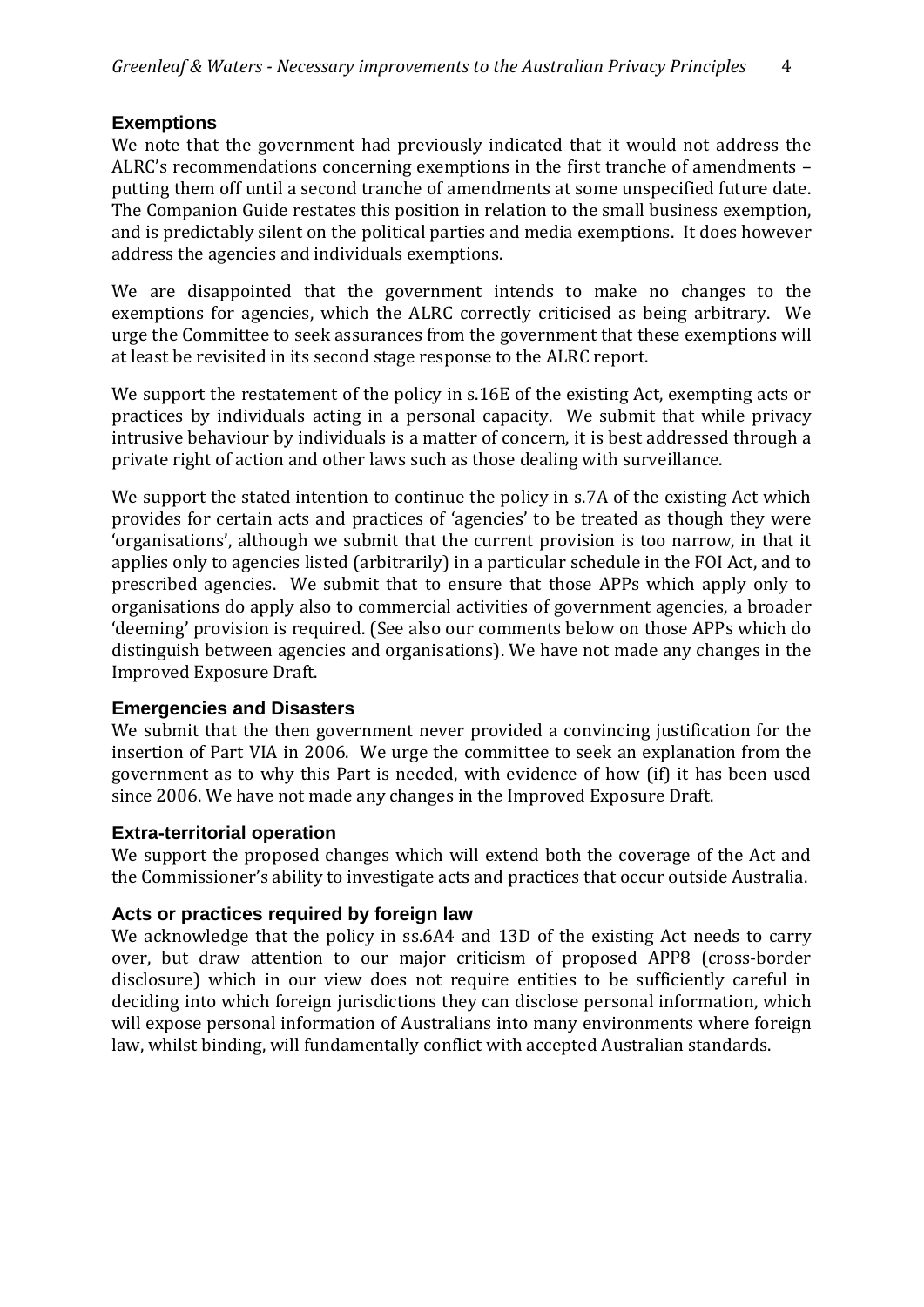### Exemptions

We note that the government had previously indicated that it would not address the ALRC's recommendations concerning exemptions in the first tranche of amendments – putting them off until a second tranche of amendments at some unspecified future date. The Companion Guide restates this position in relation to the small business exemption, and is predictably silent on the political parties and media exemptions. It does however address the agencies and individuals exemptions.

We are disappointed that the government intends to make no changes to the exemptions for agencies, which the ALRC correctly criticised as being arbitrary. We urge the Committee to seek assurances from the government that these exemptions will at least be revisited in its second stage response to the ALRC report.

We support the restatement of the policy in s.16E of the existing Act, exempting acts or practices by individuals acting in a personal capacity. We submit that while privacy intrusive behaviour by individuals is a matter of concern, it is best addressed through a private right of action and other laws such as those dealing with surveillance.

We support the stated intention to continue the policy in s.7A of the existing Act which provides for certain acts and practices of 'agencies' to be treated as though they were 'organisations', although we submit that the current provision is too narrow, in that it applies only to agencies listed (arbitrarily) in a particular schedule in the FOI Act, and to prescribed agencies. We submit that to ensure that those APPs which apply only to organisations do apply also to commercial activities of government agencies, a broader 'deeming' provision is required. (See also our comments below on those APPs which do distinguish between agencies and organisations). We have not made any changes in the Improved Exposure Draft.

### Emergencies and Disasters

We submit that the then government never provided a convincing justification for the insertion of Part VIA in 2006. We urge the committee to seek an explanation from the government as to why this Part is needed, with evidence of how (if) it has been used since 2006. We have not made any changes in the Improved Exposure Draft.

### Extra-territorial operation

We support the proposed changes which will extend both the coverage of the Act and the Commissioner's ability to investigate acts and practices that occur outside Australia.

### Acts or practices required by foreign law

We acknowledge that the policy in ss.6A4 and 13D of the existing Act needs to carry over, but draw attention to our major criticism of proposed APP8 (cross-border disclosure) which in our view does not require entities to be sufficiently careful in deciding into which foreign jurisdictions they can disclose personal information, which will expose personal information of Australians into many environments where foreign law, whilst binding, will fundamentally conflict with accepted Australian standards.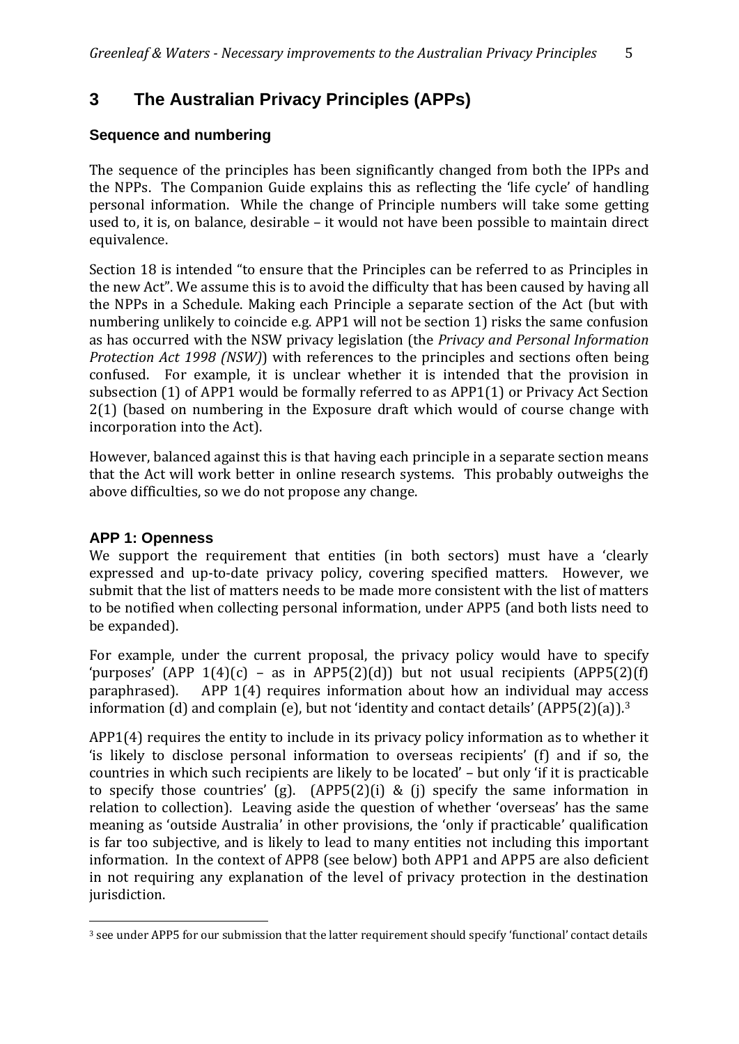# 3 The Australian Privacy Principles (APPs)

### Sequence and numbering

The sequence of the principles has been significantly changed from both the IPPs and the NPPs. The Companion Guide explains this as reflecting the 'life cycle' of handling personal information. While the change of Principle numbers will take some getting used to, it is, on balance, desirable – it would not have been possible to maintain direct equivalence.

Section 18 is intended "to ensure that the Principles can be referred to as Principles in the new Act". We assume this is to avoid the difficulty that has been caused by having all the NPPs in a Schedule. Making each Principle a separate section of the Act (but with numbering unlikely to coincide e.g. APP1 will not be section 1) risks the same confusion as has occurred with the NSW privacy legislation (the *Privacy and Personal Information Protection Act 1998 (NSW)*) with references to the principles and sections often being confused. For example, it is unclear whether it is intended that the provision in subsection (1) of APP1 would be formally referred to as APP1(1) or Privacy Act Section 2(1) (based on numbering in the Exposure draft which would of course change with incorporation into the Act).

However, balanced against this is that having each principle in a separate section means that the Act will work better in online research systems. This probably outweighs the above difficulties, so we do not propose any change.

### APP 1: Openness

We support the requirement that entities (in both sectors) must have a 'clearly expressed and up-to-date privacy policy, covering specified matters. However, we submit that the list of matters needs to be made more consistent with the list of matters to be notified when collecting personal information, under APP5 (and both lists need to be expanded).

For example, under the current proposal, the privacy policy would have to specify 'purposes' (APP 1(4)(c) – as in APP5(2)(d)) but not usual recipients (APP5(2)(f) paraphrased). APP 1(4) requires information about how an individual may access information (d) and complain (e), but not 'identity and contact details' (APP5(2)(a)).[3]

APP1(4) requires the entity to include in its privacy policy information as to whether it 'is likely to disclose personal information to overseas recipients' (f) and if so, the countries in which such recipients are likely to be located' – but only 'if it is practicable to specify those countries' (g). (APP5(2)(i) & (j) specify the same information in relation to collection). Leaving aside the question of whether 'overseas' has the same meaning as 'outside Australia' in other provisions, the 'only if practicable' qualification is far too subjective, and is likely to lead to many entities not including this important information. In the context of APP8 (see below) both APP1 and APP5 are also deficient in not requiring any explanation of the level of privacy protection in the destination jurisdiction.

---

[3] see under APP5 for our submission that the latter requirement should specify 'functional' contact details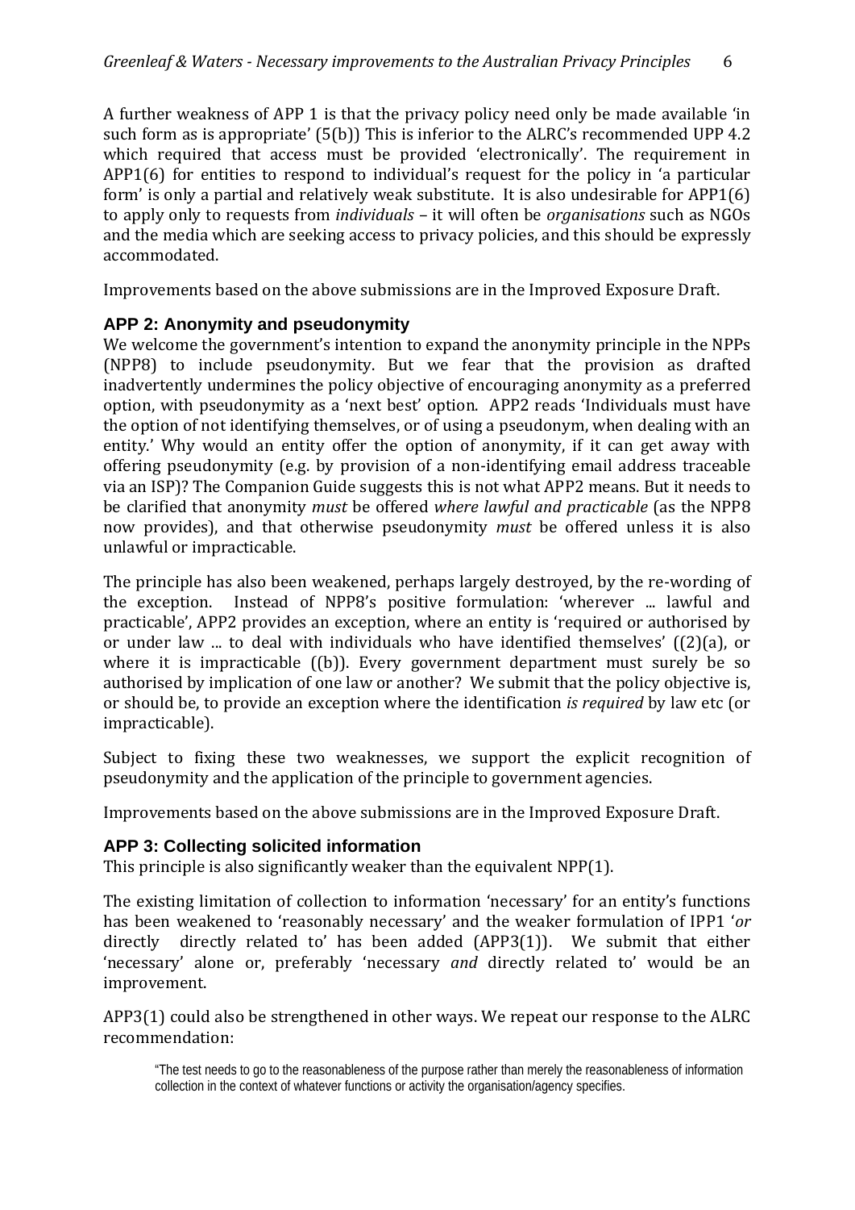A further weakness of APP 1 is that the privacy policy need only be made available 'in such form as is appropriate' (5(b)) This is inferior to the ALRC's recommended UPP 4.2 which required that access must be provided 'electronically'. The requirement in APP1(6) for entities to respond to individual's request for the policy in 'a particular form' is only a partial and relatively weak substitute. It is also undesirable for APP1(6) to apply only to requests from *individuals* – it will often be *organisations* such as NGOs and the media which are seeking access to privacy policies, and this should be expressly accommodated.

Improvements based on the above submissions are in the Improved Exposure Draft.

### APP 2: Anonymity and pseudonymity

We welcome the government's intention to expand the anonymity principle in the NPPs (NPP8) to include pseudonymity. But we fear that the provision as drafted inadvertently undermines the policy objective of encouraging anonymity as a preferred option, with pseudonymity as a 'next best' option. APP2 reads 'Individuals must have the option of not identifying themselves, or of using a pseudonym, when dealing with an entity.' Why would an entity offer the option of anonymity, if it can get away with offering pseudonymity (e.g. by provision of a non-identifying email address traceable via an ISP)? The Companion Guide suggests this is not what APP2 means. But it needs to be clarified that anonymity *must* be offered *where lawful and practicable* (as the NPP8 now provides), and that otherwise pseudonymity *must* be offered unless it is also unlawful or impracticable.

The principle has also been weakened, perhaps largely destroyed, by the re-wording of the exception. Instead of NPP8's positive formulation: 'wherever ... lawful and practicable', APP2 provides an exception, where an entity is 'required or authorised by or under law ... to deal with individuals who have identified themselves' ((2)(a), or where it is impracticable ((b)). Every government department must surely be so authorised by implication of one law or another? We submit that the policy objective is, or should be, to provide an exception where the identification *is required* by law etc (or impracticable).

Subject to fixing these two weaknesses, we support the explicit recognition of pseudonymity and the application of the principle to government agencies.

Improvements based on the above submissions are in the Improved Exposure Draft.

### APP 3: Collecting solicited information

This principle is also significantly weaker than the equivalent NPP(1).

The existing limitation of collection to information 'necessary' for an entity's functions has been weakened to 'reasonably necessary' and the weaker formulation of IPP1 '*or* directly directly related to' has been added (APP3(1)). We submit that either 'necessary' alone or, preferably 'necessary *and* directly related to' would be an improvement.

APP3(1) could also be strengthened in other ways. We repeat our response to the ALRC recommendation:

> "The test needs to go to the reasonableness of the purpose rather than merely the reasonableness of information collection in the context of whatever functions or activity the organisation/agency specifies.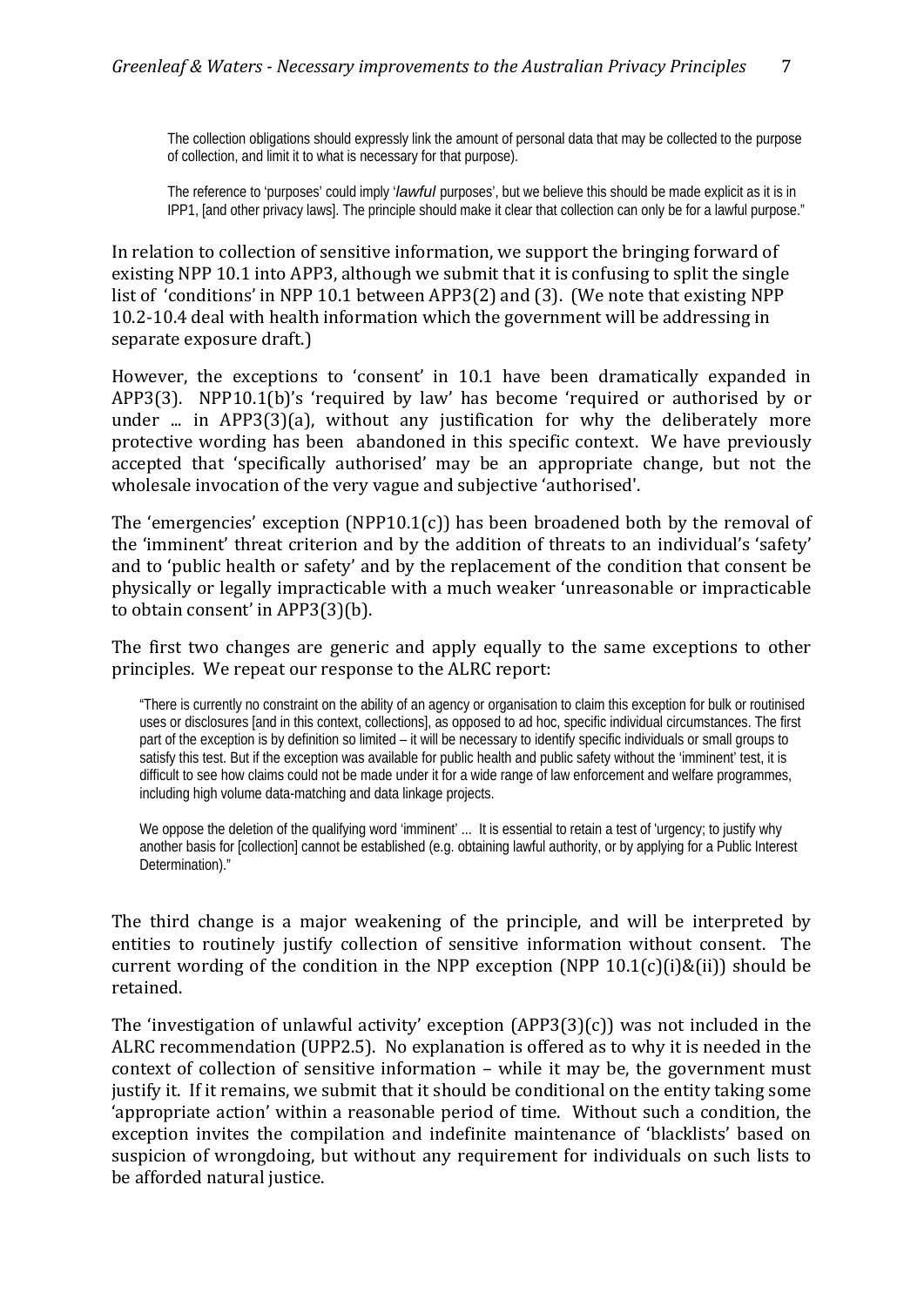> The collection obligations should expressly link the amount of personal data that may be collected to the purpose of collection, and limit it to what is necessary for that purpose).
>
> The reference to 'purposes' could imply '*lawful* purposes', but we believe this should be made explicit as it is in IPP1, [and other privacy laws]. The principle should make it clear that collection can only be for a lawful purpose."

In relation to collection of sensitive information, we support the bringing forward of existing NPP 10.1 into APP3, although we submit that it is confusing to split the single list of 'conditions' in NPP 10.1 between APP3(2) and (3). (We note that existing NPP 10.2-10.4 deal with health information which the government will be addressing in separate exposure draft.)

However, the exceptions to 'consent' in 10.1 have been dramatically expanded in APP3(3). NPP10.1(b)'s 'required by law' has become 'required or authorised by or under ... in APP3(3)(a), without any justification for why the deliberately more protective wording has been abandoned in this specific context. We have previously accepted that 'specifically authorised' may be an appropriate change, but not the wholesale invocation of the very vague and subjective 'authorised'.

The 'emergencies' exception (NPP10.1(c)) has been broadened both by the removal of the 'imminent' threat criterion and by the addition of threats to an individual's 'safety' and to 'public health or safety' and by the replacement of the condition that consent be physically or legally impracticable with a much weaker 'unreasonable or impracticable to obtain consent' in APP3(3)(b).

The first two changes are generic and apply equally to the same exceptions to other principles. We repeat our response to the ALRC report:

> "There is currently no constraint on the ability of an agency or organisation to claim this exception for bulk or routinised uses or disclosures [and in this context, collections], as opposed to ad hoc, specific individual circumstances. The first part of the exception is by definition so limited – it will be necessary to identify specific individuals or small groups to satisfy this test. But if the exception was available for public health and public safety without the 'imminent' test, it is difficult to see how claims could not be made under it for a wide range of law enforcement and welfare programmes, including high volume data-matching and data linkage projects.
>
> We oppose the deletion of the qualifying word 'imminent' ... It is essential to retain a test of 'urgency; to justify why another basis for [collection] cannot be established (e.g. obtaining lawful authority, or by applying for a Public Interest Determination)."

The third change is a major weakening of the principle, and will be interpreted by entities to routinely justify collection of sensitive information without consent. The current wording of the condition in the NPP exception (NPP 10.1(c)(i)&(ii)) should be retained.

The 'investigation of unlawful activity' exception (APP3(3)(c)) was not included in the ALRC recommendation (UPP2.5). No explanation is offered as to why it is needed in the context of collection of sensitive information – while it may be, the government must justify it. If it remains, we submit that it should be conditional on the entity taking some 'appropriate action' within a reasonable period of time. Without such a condition, the exception invites the compilation and indefinite maintenance of 'blacklists' based on suspicion of wrongdoing, but without any requirement for individuals on such lists to be afforded natural justice.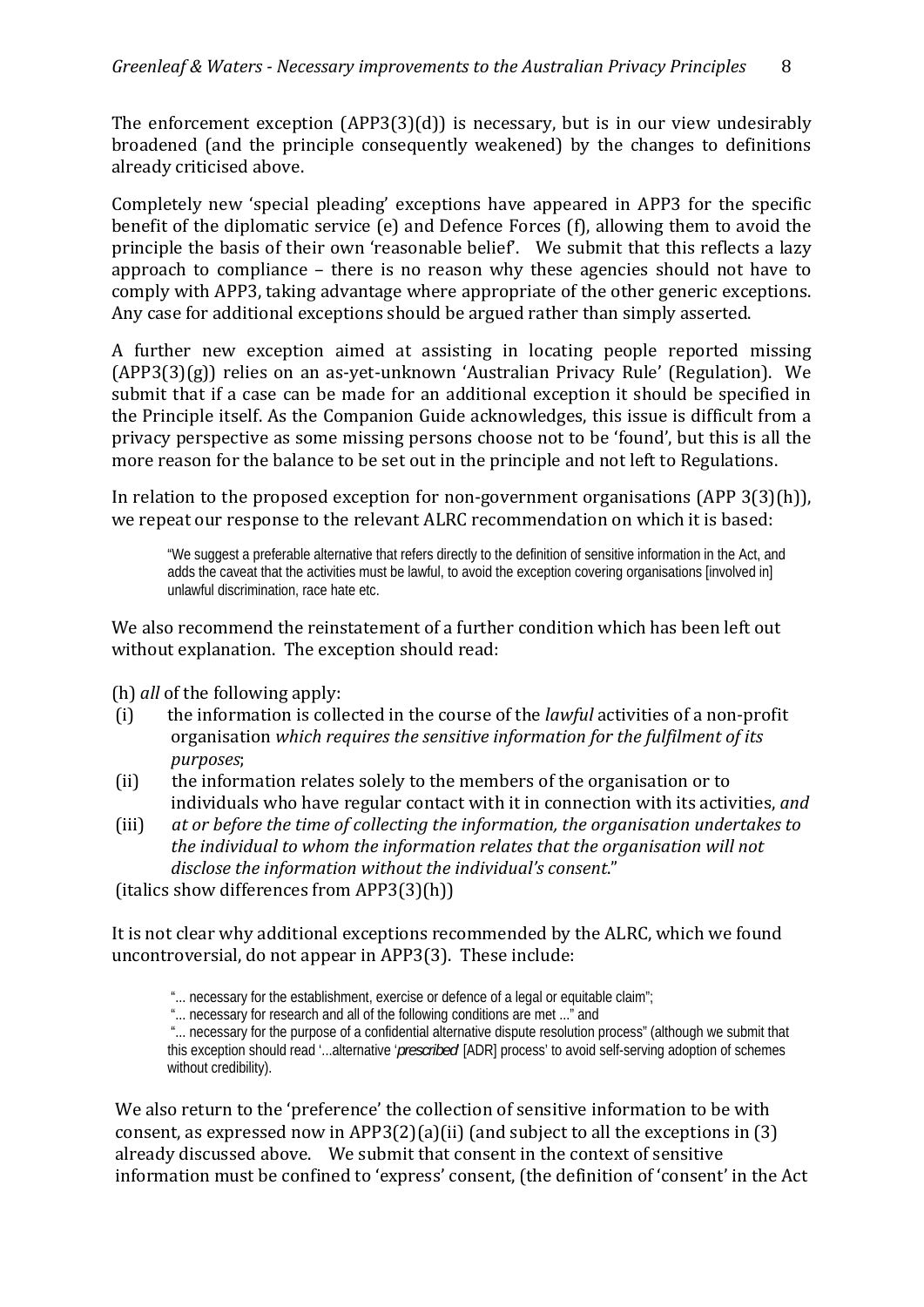The enforcement exception (APP3(3)(d)) is necessary, but is in our view undesirably broadened (and the principle consequently weakened) by the changes to definitions already criticised above.

Completely new 'special pleading' exceptions have appeared in APP3 for the specific benefit of the diplomatic service (e) and Defence Forces (f), allowing them to avoid the principle the basis of their own 'reasonable belief'. We submit that this reflects a lazy approach to compliance – there is no reason why these agencies should not have to comply with APP3, taking advantage where appropriate of the other generic exceptions. Any case for additional exceptions should be argued rather than simply asserted.

A further new exception aimed at assisting in locating people reported missing (APP3(3)(g)) relies on an as-yet-unknown 'Australian Privacy Rule' (Regulation). We submit that if a case can be made for an additional exception it should be specified in the Principle itself. As the Companion Guide acknowledges, this issue is difficult from a privacy perspective as some missing persons choose not to be 'found', but this is all the more reason for the balance to be set out in the principle and not left to Regulations.

In relation to the proposed exception for non-government organisations (APP 3(3)(h)), we repeat our response to the relevant ALRC recommendation on which it is based:

> "We suggest a preferable alternative that refers directly to the definition of sensitive information in the Act, and adds the caveat that the activities must be lawful, to avoid the exception covering organisations [involved in] unlawful discrimination, race hate etc.

We also recommend the reinstatement of a further condition which has been left out without explanation. The exception should read:

(h) *all* of the following apply:

- (i) the information is collected in the course of the *lawful* activities of a non-profit organisation *which requires the sensitive information for the fulfilment of its purposes*;
- (ii) the information relates solely to the members of the organisation or to individuals who have regular contact with it in connection with its activities, *and*
- (iii) *at or before the time of collecting the information, the organisation undertakes to the individual to whom the information relates that the organisation will not disclose the information without the individual's consent*."

(italics show differences from APP3(3)(h))

It is not clear why additional exceptions recommended by the ALRC, which we found uncontroversial, do not appear in APP3(3). These include:

> "... necessary for the establishment, exercise or defence of a legal or equitable claim";
>
> "... necessary for research and all of the following conditions are met ..." and
>
> "... necessary for the purpose of a confidential alternative dispute resolution process" (although we submit that this exception should read '...alternative '*prescribed*' [ADR] process' to avoid self-serving adoption of schemes without credibility).

We also return to the 'preference' the collection of sensitive information to be with consent, as expressed now in APP3(2)(a)(ii) (and subject to all the exceptions in (3) already discussed above. We submit that consent in the context of sensitive information must be confined to 'express' consent, (the definition of 'consent' in the Act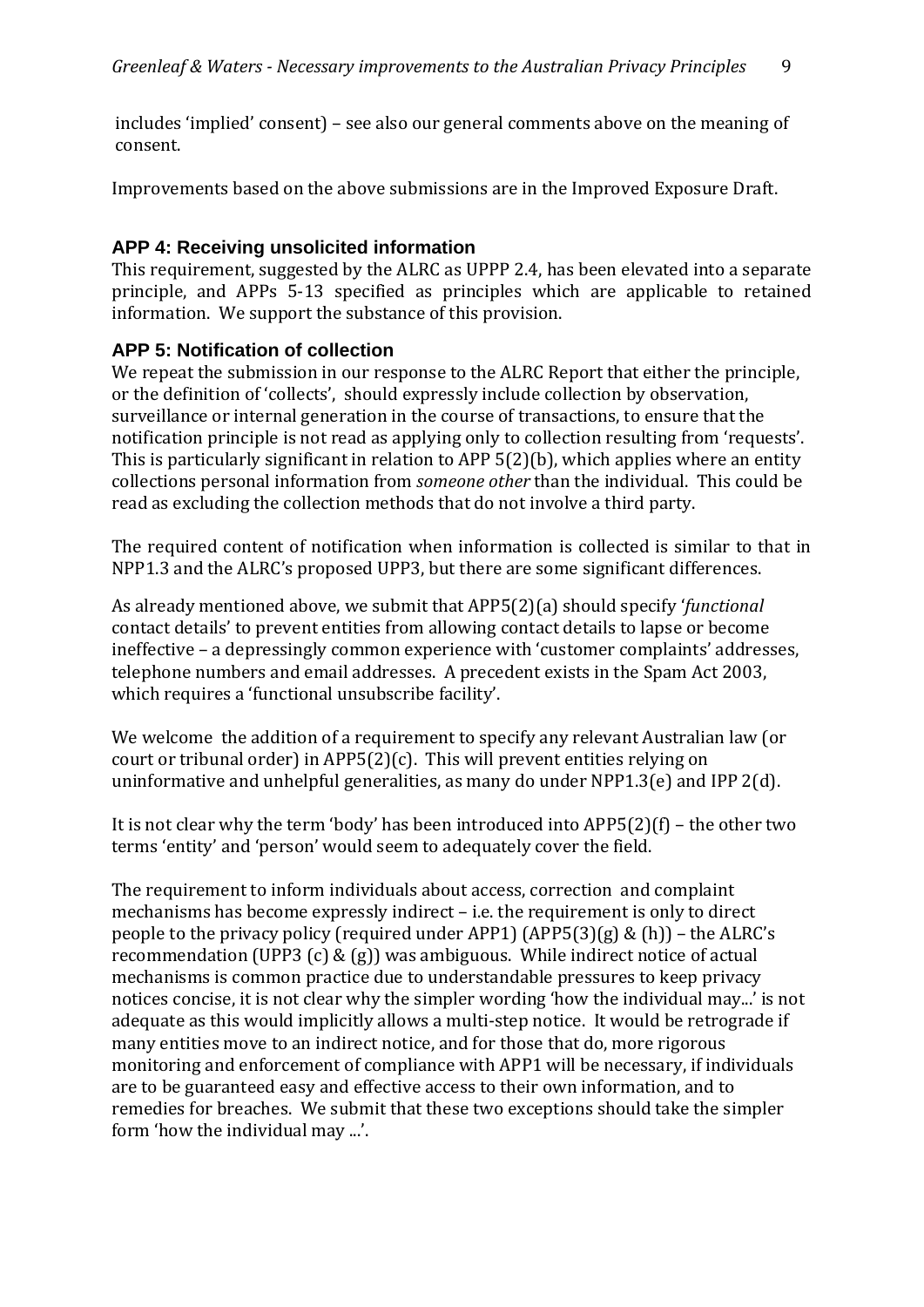includes 'implied' consent) – see also our general comments above on the meaning of consent.

Improvements based on the above submissions are in the Improved Exposure Draft.

### APP 4: Receiving unsolicited information

This requirement, suggested by the ALRC as UPPP 2.4, has been elevated into a separate principle, and APPs 5-13 specified as principles which are applicable to retained information. We support the substance of this provision.

### APP 5: Notification of collection

We repeat the submission in our response to the ALRC Report that either the principle, or the definition of 'collects', should expressly include collection by observation, surveillance or internal generation in the course of transactions, to ensure that the notification principle is not read as applying only to collection resulting from 'requests'. This is particularly significant in relation to APP 5(2)(b), which applies where an entity collections personal information from *someone other* than the individual. This could be read as excluding the collection methods that do not involve a third party.

The required content of notification when information is collected is similar to that in NPP1.3 and the ALRC's proposed UPP3, but there are some significant differences.

As already mentioned above, we submit that APP5(2)(a) should specify '*functional* contact details' to prevent entities from allowing contact details to lapse or become ineffective – a depressingly common experience with 'customer complaints' addresses, telephone numbers and email addresses. A precedent exists in the Spam Act 2003, which requires a 'functional unsubscribe facility'.

We welcome the addition of a requirement to specify any relevant Australian law (or court or tribunal order) in APP5(2)(c). This will prevent entities relying on uninformative and unhelpful generalities, as many do under NPP1.3(e) and IPP 2(d).

It is not clear why the term 'body' has been introduced into APP5(2)(f) – the other two terms 'entity' and 'person' would seem to adequately cover the field.

The requirement to inform individuals about access, correction and complaint mechanisms has become expressly indirect – i.e. the requirement is only to direct people to the privacy policy (required under APP1) (APP5(3)(g) & (h)) – the ALRC's recommendation (UPP3 (c) & (g)) was ambiguous. While indirect notice of actual mechanisms is common practice due to understandable pressures to keep privacy notices concise, it is not clear why the simpler wording 'how the individual may...' is not adequate as this would implicitly allows a multi-step notice. It would be retrograde if many entities move to an indirect notice, and for those that do, more rigorous monitoring and enforcement of compliance with APP1 will be necessary, if individuals are to be guaranteed easy and effective access to their own information, and to remedies for breaches. We submit that these two exceptions should take the simpler form 'how the individual may ...'.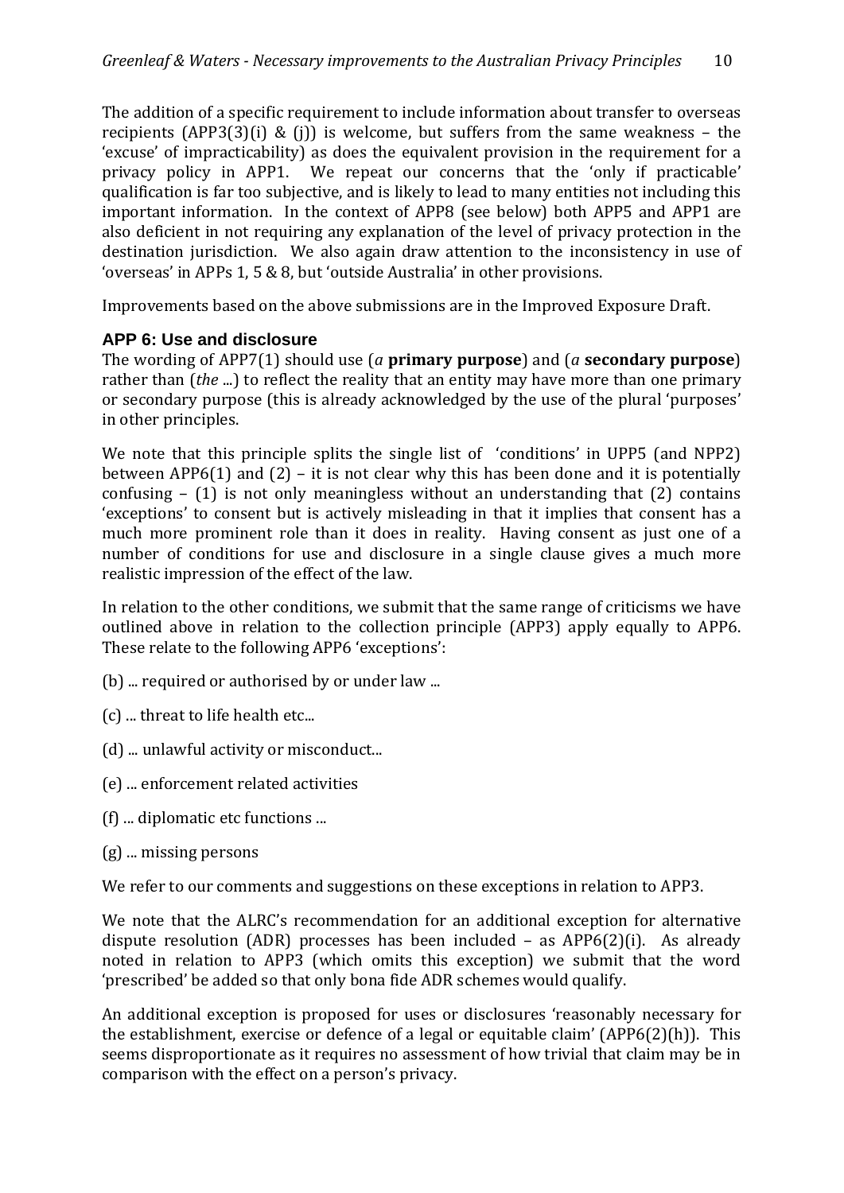The addition of a specific requirement to include information about transfer to overseas recipients (APP3(3)(i) & (j)) is welcome, but suffers from the same weakness – the 'excuse' of impracticability) as does the equivalent provision in the requirement for a privacy policy in APP1. We repeat our concerns that the 'only if practicable' qualification is far too subjective, and is likely to lead to many entities not including this important information. In the context of APP8 (see below) both APP5 and APP1 are also deficient in not requiring any explanation of the level of privacy protection in the destination jurisdiction. We also again draw attention to the inconsistency in use of 'overseas' in APPs 1, 5 & 8, but 'outside Australia' in other provisions.

Improvements based on the above submissions are in the Improved Exposure Draft.

### APP 6: Use and disclosure

The wording of APP7(1) should use (*a* **primary purpose**) and (*a* **secondary purpose**) rather than (*the* ...) to reflect the reality that an entity may have more than one primary or secondary purpose (this is already acknowledged by the use of the plural 'purposes' in other principles.

We note that this principle splits the single list of 'conditions' in UPP5 (and NPP2) between APP6(1) and (2) – it is not clear why this has been done and it is potentially confusing – (1) is not only meaningless without an understanding that (2) contains 'exceptions' to consent but is actively misleading in that it implies that consent has a much more prominent role than it does in reality. Having consent as just one of a number of conditions for use and disclosure in a single clause gives a much more realistic impression of the effect of the law.

In relation to the other conditions, we submit that the same range of criticisms we have outlined above in relation to the collection principle (APP3) apply equally to APP6. These relate to the following APP6 'exceptions':

(b) ... required or authorised by or under law ...

(c) ... threat to life health etc...

(d) ... unlawful activity or misconduct...

(e) ... enforcement related activities

(f) ... diplomatic etc functions ...

(g) ... missing persons

We refer to our comments and suggestions on these exceptions in relation to APP3.

We note that the ALRC's recommendation for an additional exception for alternative dispute resolution (ADR) processes has been included – as APP6(2)(i). As already noted in relation to APP3 (which omits this exception) we submit that the word 'prescribed' be added so that only bona fide ADR schemes would qualify.

An additional exception is proposed for uses or disclosures 'reasonably necessary for the establishment, exercise or defence of a legal or equitable claim' (APP6(2)(h)). This seems disproportionate as it requires no assessment of how trivial that claim may be in comparison with the effect on a person's privacy.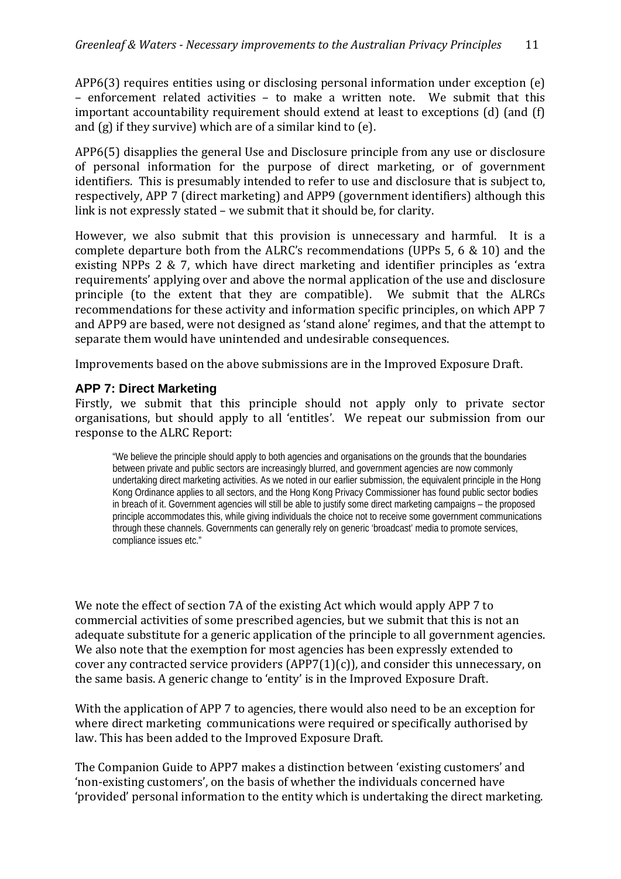APP6(3) requires entities using or disclosing personal information under exception (e) – enforcement related activities – to make a written note. We submit that this important accountability requirement should extend at least to exceptions (d) (and (f) and (g) if they survive) which are of a similar kind to (e).

APP6(5) disapplies the general Use and Disclosure principle from any use or disclosure of personal information for the purpose of direct marketing, or of government identifiers. This is presumably intended to refer to use and disclosure that is subject to, respectively, APP 7 (direct marketing) and APP9 (government identifiers) although this link is not expressly stated – we submit that it should be, for clarity.

However, we also submit that this provision is unnecessary and harmful. It is a complete departure both from the ALRC's recommendations (UPPs 5, 6 & 10) and the existing NPPs 2 & 7, which have direct marketing and identifier principles as 'extra requirements' applying over and above the normal application of the use and disclosure principle (to the extent that they are compatible). We submit that the ALRCs recommendations for these activity and information specific principles, on which APP 7 and APP9 are based, were not designed as 'stand alone' regimes, and that the attempt to separate them would have unintended and undesirable consequences.

Improvements based on the above submissions are in the Improved Exposure Draft.

## APP 7: Direct Marketing

Firstly, we submit that this principle should not apply only to private sector organisations, but should apply to all 'entitles'. We repeat our submission from our response to the ALRC Report:

> "We believe the principle should apply to both agencies and organisations on the grounds that the boundaries between private and public sectors are increasingly blurred, and government agencies are now commonly undertaking direct marketing activities. As we noted in our earlier submission, the equivalent principle in the Hong Kong Ordinance applies to all sectors, and the Hong Kong Privacy Commissioner has found public sector bodies in breach of it. Government agencies will still be able to justify some direct marketing campaigns – the proposed principle accommodates this, while giving individuals the choice not to receive some government communications through these channels. Governments can generally rely on generic 'broadcast' media to promote services, compliance issues etc."

We note the effect of section 7A of the existing Act which would apply APP 7 to commercial activities of some prescribed agencies, but we submit that this is not an adequate substitute for a generic application of the principle to all government agencies. We also note that the exemption for most agencies has been expressly extended to cover any contracted service providers (APP7(1)(c)), and consider this unnecessary, on the same basis. A generic change to 'entity' is in the Improved Exposure Draft.

With the application of APP 7 to agencies, there would also need to be an exception for where direct marketing communications were required or specifically authorised by law. This has been added to the Improved Exposure Draft.

The Companion Guide to APP7 makes a distinction between 'existing customers' and 'non-existing customers', on the basis of whether the individuals concerned have 'provided' personal information to the entity which is undertaking the direct marketing.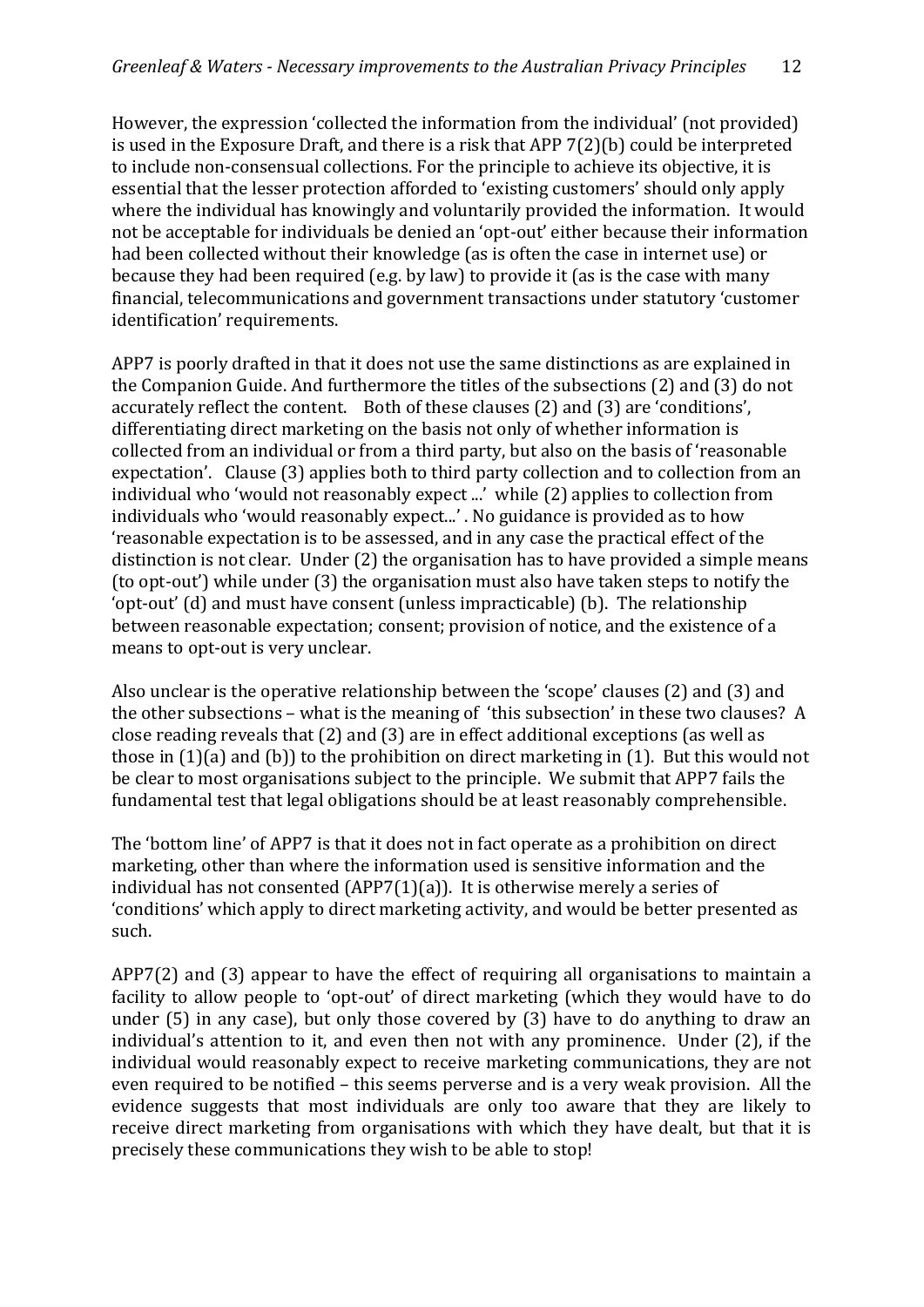However, the expression 'collected the information from the individual' (not provided) is used in the Exposure Draft, and there is a risk that APP 7(2)(b) could be interpreted to include non-consensual collections. For the principle to achieve its objective, it is essential that the lesser protection afforded to 'existing customers' should only apply where the individual has knowingly and voluntarily provided the information. It would not be acceptable for individuals be denied an 'opt-out' either because their information had been collected without their knowledge (as is often the case in internet use) or because they had been required (e.g. by law) to provide it (as is the case with many financial, telecommunications and government transactions under statutory 'customer identification' requirements.

APP7 is poorly drafted in that it does not use the same distinctions as are explained in the Companion Guide. And furthermore the titles of the subsections (2) and (3) do not accurately reflect the content. Both of these clauses (2) and (3) are 'conditions', differentiating direct marketing on the basis not only of whether information is collected from an individual or from a third party, but also on the basis of 'reasonable expectation'. Clause (3) applies both to third party collection and to collection from an individual who 'would not reasonably expect ...' while (2) applies to collection from individuals who 'would reasonably expect...' . No guidance is provided as to how 'reasonable expectation is to be assessed, and in any case the practical effect of the distinction is not clear. Under (2) the organisation has to have provided a simple means (to opt-out') while under (3) the organisation must also have taken steps to notify the 'opt-out' (d) and must have consent (unless impracticable) (b). The relationship between reasonable expectation; consent; provision of notice, and the existence of a means to opt-out is very unclear.

Also unclear is the operative relationship between the 'scope' clauses (2) and (3) and the other subsections – what is the meaning of 'this subsection' in these two clauses? A close reading reveals that (2) and (3) are in effect additional exceptions (as well as those in (1)(a) and (b)) to the prohibition on direct marketing in (1). But this would not be clear to most organisations subject to the principle. We submit that APP7 fails the fundamental test that legal obligations should be at least reasonably comprehensible.

The 'bottom line' of APP7 is that it does not in fact operate as a prohibition on direct marketing, other than where the information used is sensitive information and the individual has not consented (APP7(1)(a)). It is otherwise merely a series of 'conditions' which apply to direct marketing activity, and would be better presented as such.

APP7(2) and (3) appear to have the effect of requiring all organisations to maintain a facility to allow people to 'opt-out' of direct marketing (which they would have to do under (5) in any case), but only those covered by (3) have to do anything to draw an individual's attention to it, and even then not with any prominence. Under (2), if the individual would reasonably expect to receive marketing communications, they are not even required to be notified – this seems perverse and is a very weak provision. All the evidence suggests that most individuals are only too aware that they are likely to receive direct marketing from organisations with which they have dealt, but that it is precisely these communications they wish to be able to stop!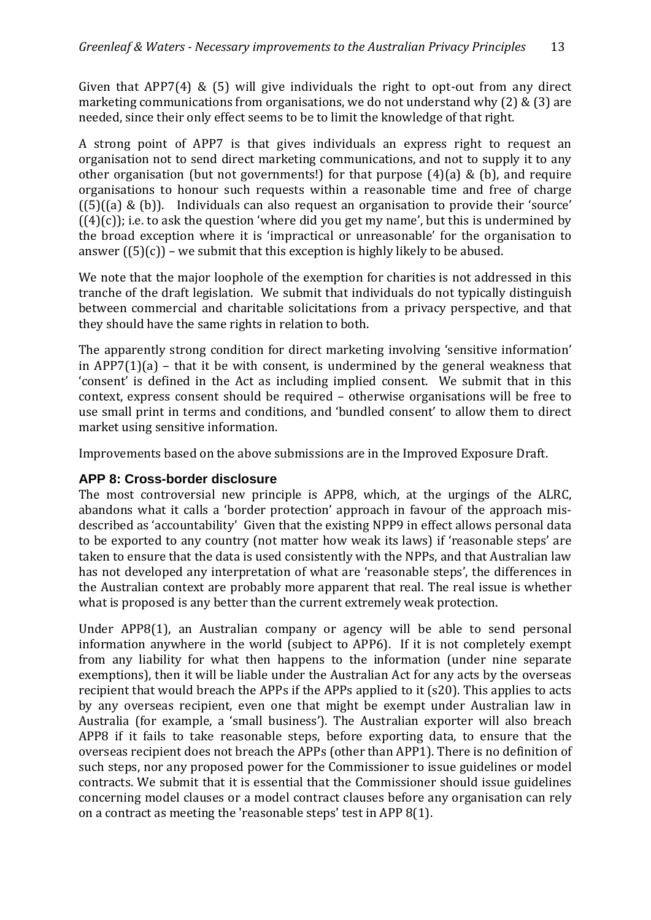Given that APP7(4) & (5) will give individuals the right to opt-out from any direct marketing communications from organisations, we do not understand why (2) & (3) are needed, since their only effect seems to be to limit the knowledge of that right.

A strong point of APP7 is that gives individuals an express right to request an organisation not to send direct marketing communications, and not to supply it to any other organisation (but not governments!) for that purpose (4)(a) & (b), and require organisations to honour such requests within a reasonable time and free of charge ((5)((a) & (b)). Individuals can also request an organisation to provide their 'source' ((4)(c)); i.e. to ask the question 'where did you get my name', but this is undermined by the broad exception where it is 'impractical or unreasonable' for the organisation to answer ((5)(c)) – we submit that this exception is highly likely to be abused.

We note that the major loophole of the exemption for charities is not addressed in this tranche of the draft legislation. We submit that individuals do not typically distinguish between commercial and charitable solicitations from a privacy perspective, and that they should have the same rights in relation to both.

The apparently strong condition for direct marketing involving 'sensitive information' in APP7(1)(a) – that it be with consent, is undermined by the general weakness that 'consent' is defined in the Act as including implied consent. We submit that in this context, express consent should be required – otherwise organisations will be free to use small print in terms and conditions, and 'bundled consent' to allow them to direct market using sensitive information.

Improvements based on the above submissions are in the Improved Exposure Draft.

### APP 8: Cross-border disclosure

The most controversial new principle is APP8, which, at the urgings of the ALRC, abandons what it calls a 'border protection' approach in favour of the approach mis-described as 'accountability' Given that the existing NPP9 in effect allows personal data to be exported to any country (not matter how weak its laws) if 'reasonable steps' are taken to ensure that the data is used consistently with the NPPs, and that Australian law has not developed any interpretation of what are 'reasonable steps', the differences in the Australian context are probably more apparent that real. The real issue is whether what is proposed is any better than the current extremely weak protection.

Under APP8(1), an Australian company or agency will be able to send personal information anywhere in the world (subject to APP6). If it is not completely exempt from any liability for what then happens to the information (under nine separate exemptions), then it will be liable under the Australian Act for any acts by the overseas recipient that would breach the APPs if the APPs applied to it (s20). This applies to acts by any overseas recipient, even one that might be exempt under Australian law in Australia (for example, a 'small business'). The Australian exporter will also breach APP8 if it fails to take reasonable steps, before exporting data, to ensure that the overseas recipient does not breach the APPs (other than APP1). There is no definition of such steps, nor any proposed power for the Commissioner to issue guidelines or model contracts. We submit that it is essential that the Commissioner should issue guidelines concerning model clauses or a model contract clauses before any organisation can rely on a contract as meeting the 'reasonable steps' test in APP 8(1).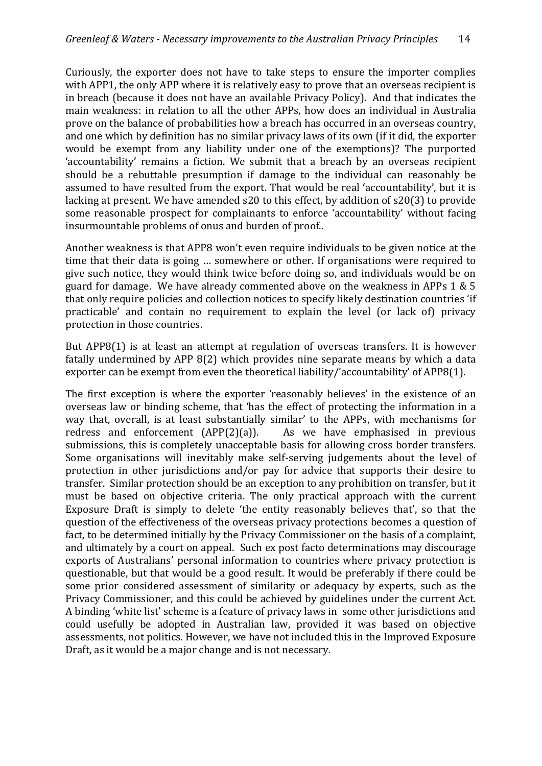Curiously, the exporter does not have to take steps to ensure the importer complies with APP1, the only APP where it is relatively easy to prove that an overseas recipient is in breach (because it does not have an available Privacy Policy). And that indicates the main weakness: in relation to all the other APPs, how does an individual in Australia prove on the balance of probabilities how a breach has occurred in an overseas country, and one which by definition has no similar privacy laws of its own (if it did, the exporter would be exempt from any liability under one of the exemptions)? The purported 'accountability' remains a fiction. We submit that a breach by an overseas recipient should be a rebuttable presumption if damage to the individual can reasonably be assumed to have resulted from the export. That would be real 'accountability', but it is lacking at present. We have amended s20 to this effect, by addition of s20(3) to provide some reasonable prospect for complainants to enforce 'accountability' without facing insurmountable problems of onus and burden of proof..

Another weakness is that APP8 won't even require individuals to be given notice at the time that their data is going … somewhere or other. If organisations were required to give such notice, they would think twice before doing so, and individuals would be on guard for damage. We have already commented above on the weakness in APPs 1 & 5 that only require policies and collection notices to specify likely destination countries 'if practicable' and contain no requirement to explain the level (or lack of) privacy protection in those countries.

But APP8(1) is at least an attempt at regulation of overseas transfers. It is however fatally undermined by APP 8(2) which provides nine separate means by which a data exporter can be exempt from even the theoretical liability/'accountability' of APP8(1).

The first exception is where the exporter 'reasonably believes' in the existence of an overseas law or binding scheme, that 'has the effect of protecting the information in a way that, overall, is at least substantially similar' to the APPs, with mechanisms for redress and enforcement (APP(2)(a)). As we have emphasised in previous submissions, this is completely unacceptable basis for allowing cross border transfers. Some organisations will inevitably make self-serving judgements about the level of protection in other jurisdictions and/or pay for advice that supports their desire to transfer. Similar protection should be an exception to any prohibition on transfer, but it must be based on objective criteria. The only practical approach with the current Exposure Draft is simply to delete 'the entity reasonably believes that', so that the question of the effectiveness of the overseas privacy protections becomes a question of fact, to be determined initially by the Privacy Commissioner on the basis of a complaint, and ultimately by a court on appeal. Such ex post facto determinations may discourage exports of Australians' personal information to countries where privacy protection is questionable, but that would be a good result. It would be preferably if there could be some prior considered assessment of similarity or adequacy by experts, such as the Privacy Commissioner, and this could be achieved by guidelines under the current Act. A binding 'white list' scheme is a feature of privacy laws in some other jurisdictions and could usefully be adopted in Australian law, provided it was based on objective assessments, not politics. However, we have not included this in the Improved Exposure Draft, as it would be a major change and is not necessary.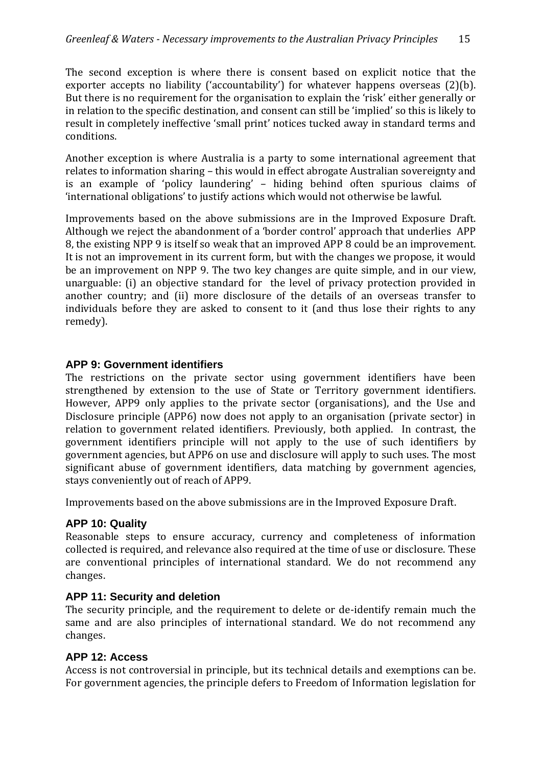The second exception is where there is consent based on explicit notice that the exporter accepts no liability ('accountability') for whatever happens overseas (2)(b). But there is no requirement for the organisation to explain the 'risk' either generally or in relation to the specific destination, and consent can still be 'implied' so this is likely to result in completely ineffective 'small print' notices tucked away in standard terms and conditions.

Another exception is where Australia is a party to some international agreement that relates to information sharing – this would in effect abrogate Australian sovereignty and is an example of 'policy laundering' – hiding behind often spurious claims of 'international obligations' to justify actions which would not otherwise be lawful.

Improvements based on the above submissions are in the Improved Exposure Draft. Although we reject the abandonment of a 'border control' approach that underlies APP 8, the existing NPP 9 is itself so weak that an improved APP 8 could be an improvement. It is not an improvement in its current form, but with the changes we propose, it would be an improvement on NPP 9. The two key changes are quite simple, and in our view, unarguable: (i) an objective standard for the level of privacy protection provided in another country; and (ii) more disclosure of the details of an overseas transfer to individuals before they are asked to consent to it (and thus lose their rights to any remedy).

### APP 9: Government identifiers

The restrictions on the private sector using government identifiers have been strengthened by extension to the use of State or Territory government identifiers. However, APP9 only applies to the private sector (organisations), and the Use and Disclosure principle (APP6) now does not apply to an organisation (private sector) in relation to government related identifiers. Previously, both applied. In contrast, the government identifiers principle will not apply to the use of such identifiers by government agencies, but APP6 on use and disclosure will apply to such uses. The most significant abuse of government identifiers, data matching by government agencies, stays conveniently out of reach of APP9.

Improvements based on the above submissions are in the Improved Exposure Draft.

### APP 10: Quality

Reasonable steps to ensure accuracy, currency and completeness of information collected is required, and relevance also required at the time of use or disclosure. These are conventional principles of international standard. We do not recommend any changes.

### APP 11: Security and deletion

The security principle, and the requirement to delete or de-identify remain much the same and are also principles of international standard. We do not recommend any changes.

### APP 12: Access

Access is not controversial in principle, but its technical details and exemptions can be. For government agencies, the principle defers to Freedom of Information legislation for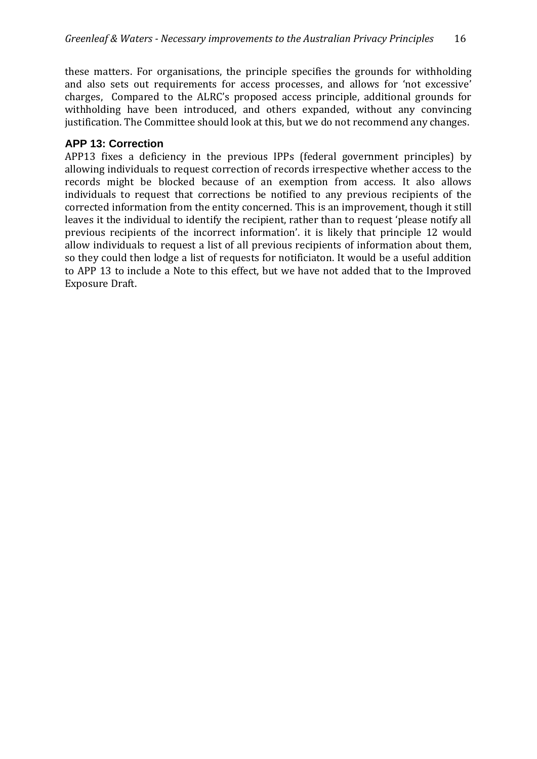these matters. For organisations, the principle specifies the grounds for withholding and also sets out requirements for access processes, and allows for 'not excessive' charges, Compared to the ALRC's proposed access principle, additional grounds for withholding have been introduced, and others expanded, without any convincing justification. The Committee should look at this, but we do not recommend any changes.

### APP 13: Correction

APP13 fixes a deficiency in the previous IPPs (federal government principles) by allowing individuals to request correction of records irrespective whether access to the records might be blocked because of an exemption from access. It also allows individuals to request that corrections be notified to any previous recipients of the corrected information from the entity concerned. This is an improvement, though it still leaves it the individual to identify the recipient, rather than to request 'please notify all previous recipients of the incorrect information'. it is likely that principle 12 would allow individuals to request a list of all previous recipients of information about them, so they could then lodge a list of requests for notificiaton. It would be a useful addition to APP 13 to include a Note to this effect, but we have not added that to the Improved Exposure Draft.